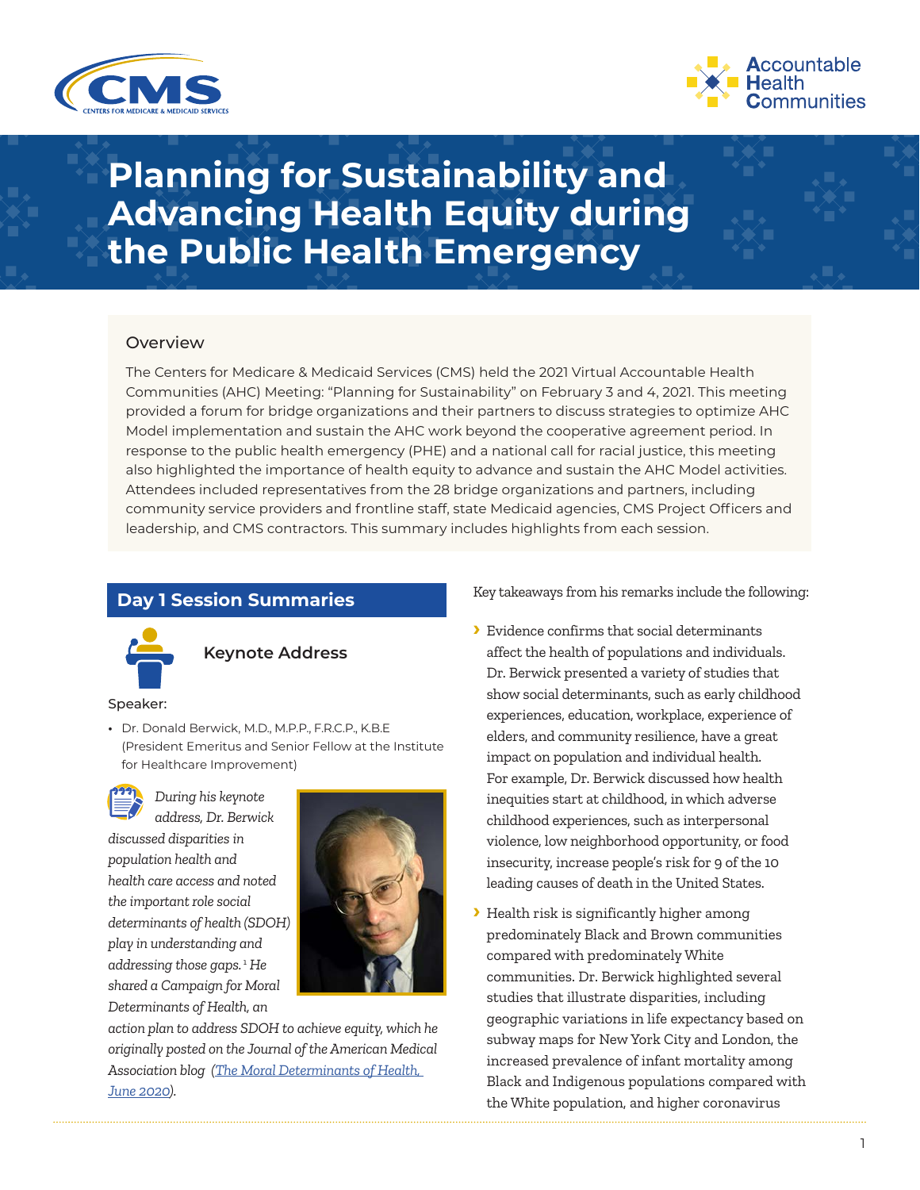# Planning for Sustainability and Advancing Health Equity during the Public Health Emergency

## Overview

The Centers for Medicare & Medicaid Services (CMS) held the 2021 Virtual Accountable Health Communities (AHC) Meeting: "Planning for Sustainability" on February 3 and 4, 2021. This meeting provided a forum for bridge organizations and their partners to discuss strategies to optimize AHC Model implementation and sustain the AHC work beyond the cooperative agreement period. In response to the public health emergency (PHE) and a national call for racial justice, this meeting also highlighted the importance of health equity to advance and sustain the AHC Model activities. Attendees included representatives from the 28 bridge organizations and partners, including community service providers and frontline staff, state Medicaid agencies, CMS Project Officers and leadership, and CMS contractors. This summary includes highlights from each session.

## Day 1 Session Summaries

### Keynote Address

Speaker:

- Dr. Donald Berwick, M.D., M.P.P., F.R.C.P., K.B.E (President Emeritus and Senior Fellow at the Institute for Healthcare Improvement)

*During his keynote address, Dr. Berwick discussed disparities in population health and health care access and noted the important role social determinants of health (SDOH) play in understanding and addressing those gaps.[1] He shared a Campaign for Moral Determinants of Health, an action plan to address SDOH to achieve equity, which he originally posted on the Journal of the American Medical Association blog ([The Moral Determinants of Health, June 2020](The Moral Determinants of Health, June 2020)).*

Key takeaways from his remarks include the following:

- Evidence confirms that social determinants affect the health of populations and individuals. Dr. Berwick presented a variety of studies that show social determinants, such as early childhood experiences, education, workplace, experience of elders, and community resilience, have a great impact on population and individual health. For example, Dr. Berwick discussed how health inequities start at childhood, in which adverse childhood experiences, such as interpersonal violence, low neighborhood opportunity, or food insecurity, increase people's risk for 9 of the 10 leading causes of death in the United States.
- Health risk is significantly higher among predominately Black and Brown communities compared with predominately White communities. Dr. Berwick highlighted several studies that illustrate disparities, including geographic variations in life expectancy based on subway maps for New York City and London, the increased prevalence of infant mortality among Black and Indigenous populations compared with the White population, and higher coronavirus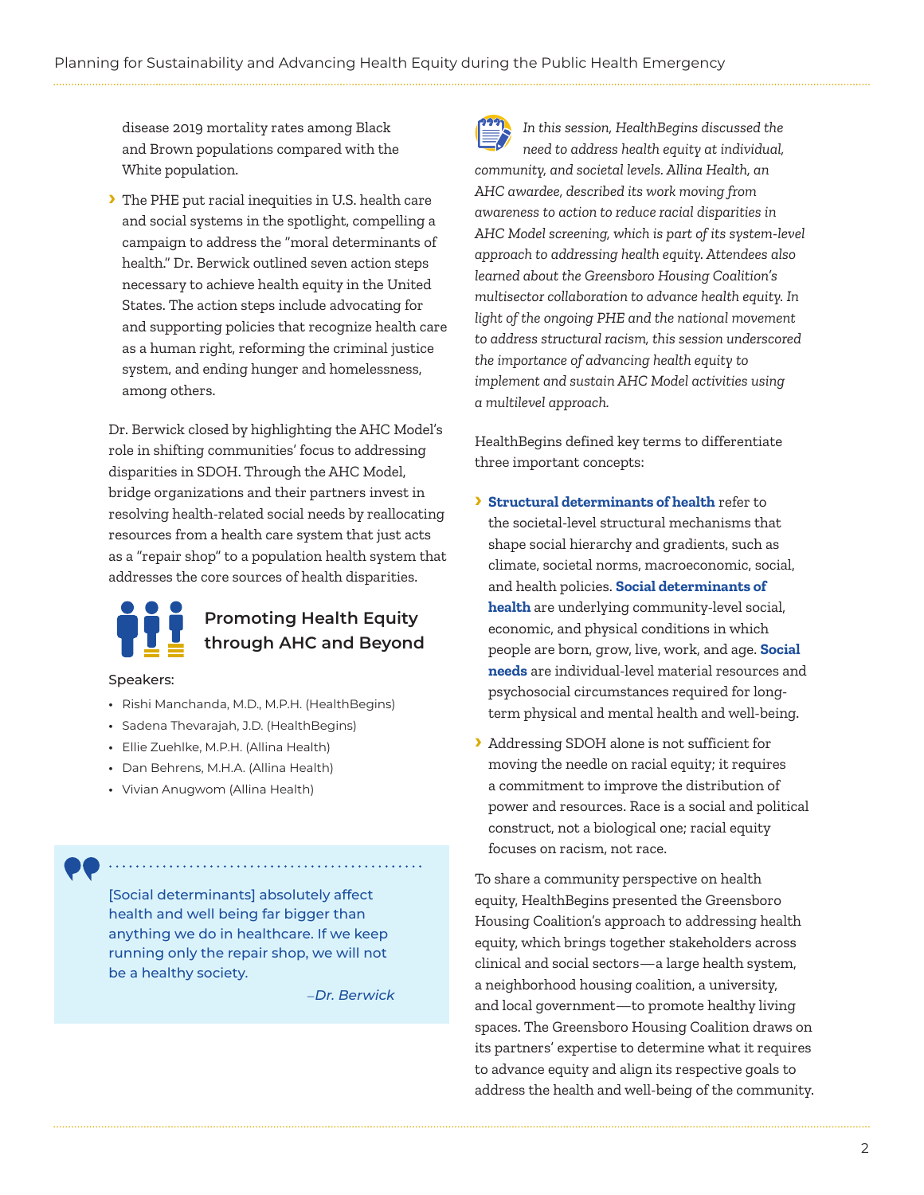disease 2019 mortality rates among Black and Brown populations compared with the White population.

- The PHE put racial inequities in U.S. health care and social systems in the spotlight, compelling a campaign to address the "moral determinants of health." Dr. Berwick outlined seven action steps necessary to achieve health equity in the United States. The action steps include advocating for and supporting policies that recognize health care as a human right, reforming the criminal justice system, and ending hunger and homelessness, among others.

Dr. Berwick closed by highlighting the AHC Model's role in shifting communities' focus to addressing disparities in SDOH. Through the AHC Model, bridge organizations and their partners invest in resolving health-related social needs by reallocating resources from a health care system that just acts as a "repair shop" to a population health system that addresses the core sources of health disparities.

## Promoting Health Equity through AHC and Beyond

Speakers:

- Rishi Manchanda, M.D., M.P.H. (HealthBegins)
- Sadena Thevarajah, J.D. (HealthBegins)
- Ellie Zuehlke, M.P.H. (Allina Health)
- Dan Behrens, M.H.A. (Allina Health)
- Vivian Anugwom (Allina Health)

> [Social determinants] absolutely affect health and well being far bigger than anything we do in healthcare. If we keep running only the repair shop, we will not be a healthy society.
>
> –Dr. Berwick

*In this session, HealthBegins discussed the need to address health equity at individual, community, and societal levels. Allina Health, an AHC awardee, described its work moving from awareness to action to reduce racial disparities in AHC Model screening, which is part of its system-level approach to addressing health equity. Attendees also learned about the Greensboro Housing Coalition's multisector collaboration to advance health equity. In light of the ongoing PHE and the national movement to address structural racism, this session underscored the importance of advancing health equity to implement and sustain AHC Model activities using a multilevel approach.*

HealthBegins defined key terms to differentiate three important concepts:

- **Structural determinants of health** refer to the societal-level structural mechanisms that shape social hierarchy and gradients, such as climate, societal norms, macroeconomic, social, and health policies. **Social determinants of health** are underlying community-level social, economic, and physical conditions in which people are born, grow, live, work, and age. **Social needs** are individual-level material resources and psychosocial circumstances required for long-term physical and mental health and well-being.
- Addressing SDOH alone is not sufficient for moving the needle on racial equity; it requires a commitment to improve the distribution of power and resources. Race is a social and political construct, not a biological one; racial equity focuses on racism, not race.

To share a community perspective on health equity, HealthBegins presented the Greensboro Housing Coalition's approach to addressing health equity, which brings together stakeholders across clinical and social sectors—a large health system, a neighborhood housing coalition, a university, and local government—to promote healthy living spaces. The Greensboro Housing Coalition draws on its partners' expertise to determine what it requires to advance equity and align its respective goals to address the health and well-being of the community.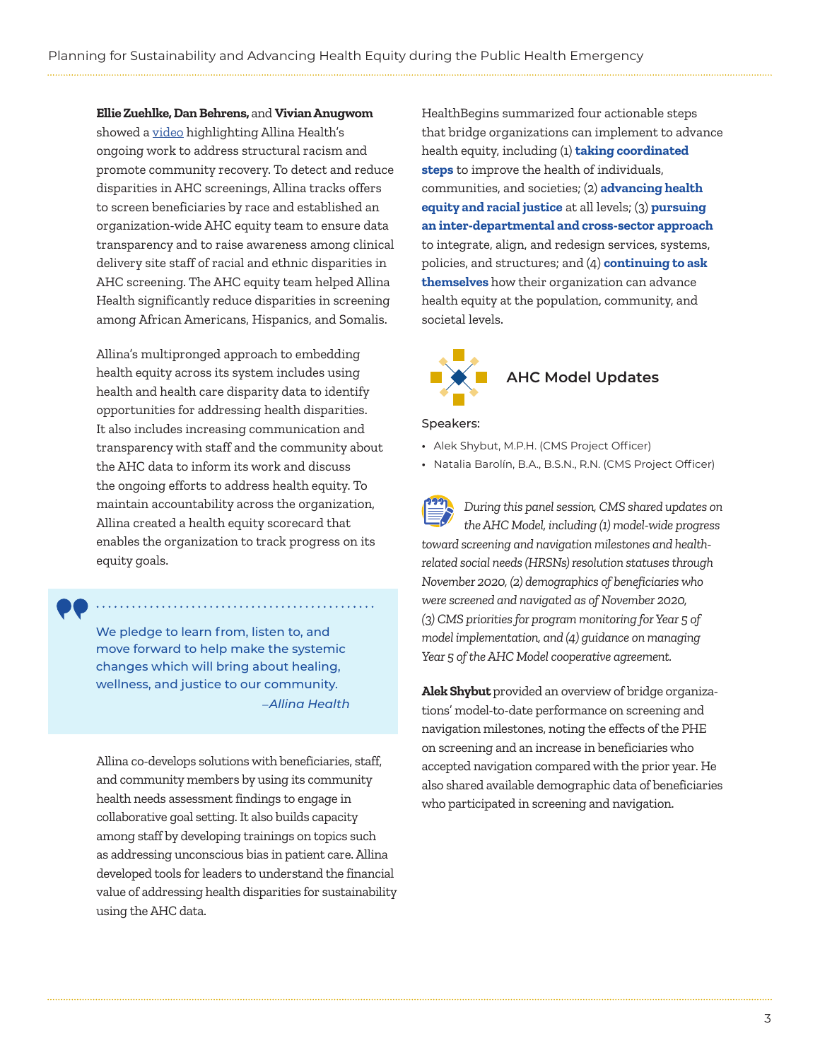**Ellie Zuehlke, Dan Behrens,** and **Vivian Anugwom** showed a video highlighting Allina Health's ongoing work to address structural racism and promote community recovery. To detect and reduce disparities in AHC screenings, Allina tracks offers to screen beneficiaries by race and established an organization-wide AHC equity team to ensure data transparency and to raise awareness among clinical delivery site staff of racial and ethnic disparities in AHC screening. The AHC equity team helped Allina Health significantly reduce disparities in screening among African Americans, Hispanics, and Somalis.

Allina's multipronged approach to embedding health equity across its system includes using health and health care disparity data to identify opportunities for addressing health disparities. It also includes increasing communication and transparency with staff and the community about the AHC data to inform its work and discuss the ongoing efforts to address health equity. To maintain accountability across the organization, Allina created a health equity scorecard that enables the organization to track progress on its equity goals.

> We pledge to learn from, listen to, and move forward to help make the systemic changes which will bring about healing, wellness, and justice to our community.
>
> *–Allina Health*

Allina co-develops solutions with beneficiaries, staff, and community members by using its community health needs assessment findings to engage in collaborative goal setting. It also builds capacity among staff by developing trainings on topics such as addressing unconscious bias in patient care. Allina developed tools for leaders to understand the financial value of addressing health disparities for sustainability using the AHC data.

HealthBegins summarized four actionable steps that bridge organizations can implement to advance health equity, including (1) **taking coordinated steps** to improve the health of individuals, communities, and societies; (2) **advancing health equity and racial justice** at all levels; (3) **pursuing an inter-departmental and cross-sector approach** to integrate, align, and redesign services, systems, policies, and structures; and (4) **continuing to ask themselves** how their organization can advance health equity at the population, community, and societal levels.

## AHC Model Updates

Speakers:

- Alek Shybut, M.P.H. (CMS Project Officer)
- Natalia Barolín, B.A., B.S.N., R.N. (CMS Project Officer)

*During this panel session, CMS shared updates on the AHC Model, including (1) model-wide progress toward screening and navigation milestones and health-related social needs (HRSNs) resolution statuses through November 2020, (2) demographics of beneficiaries who were screened and navigated as of November 2020, (3) CMS priorities for program monitoring for Year 5 of model implementation, and (4) guidance on managing Year 5 of the AHC Model cooperative agreement.*

**Alek Shybut** provided an overview of bridge organizations' model-to-date performance on screening and navigation milestones, noting the effects of the PHE on screening and an increase in beneficiaries who accepted navigation compared with the prior year. He also shared available demographic data of beneficiaries who participated in screening and navigation.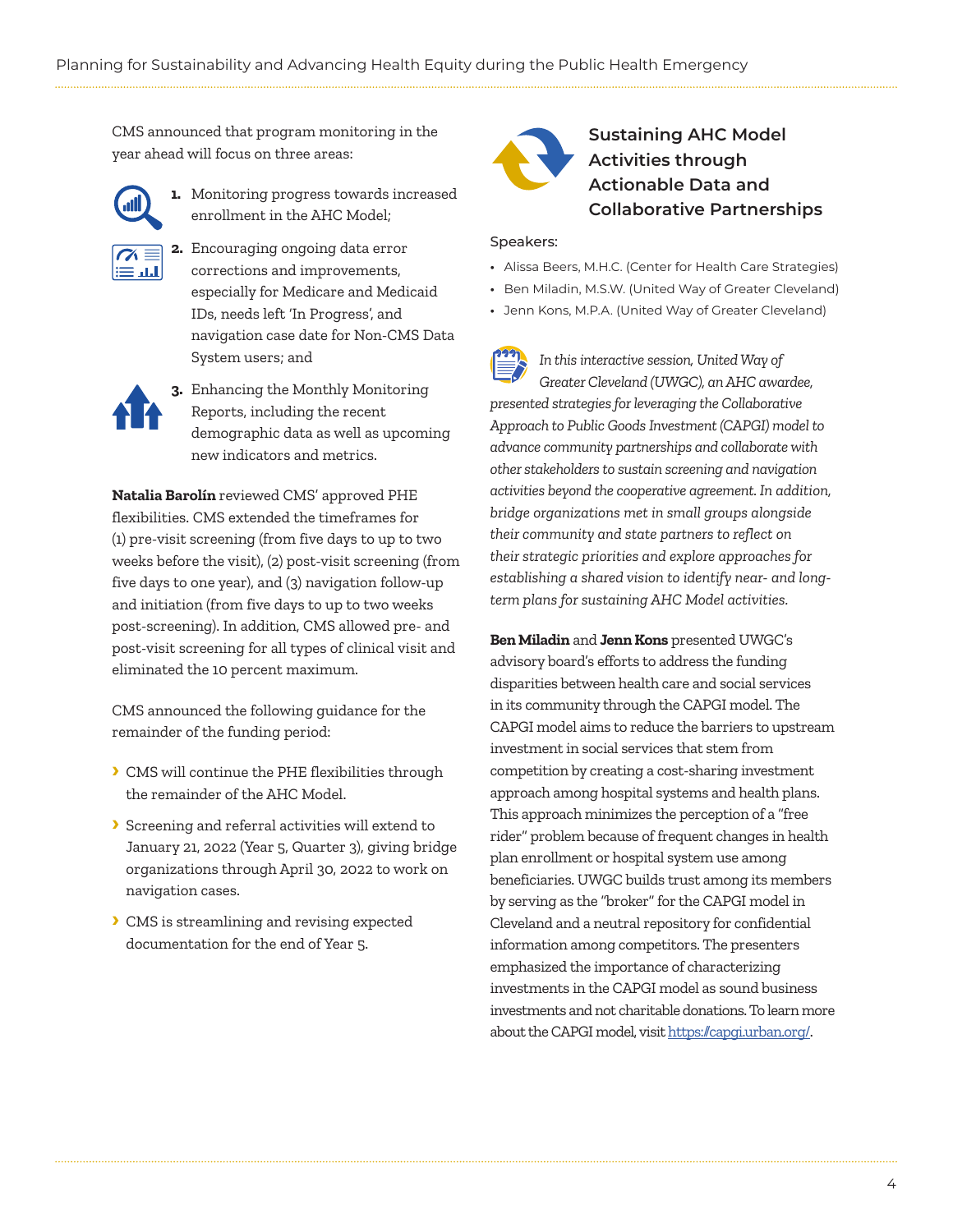CMS announced that program monitoring in the year ahead will focus on three areas:

1. Monitoring progress towards increased enrollment in the AHC Model;
2. Encouraging ongoing data error corrections and improvements, especially for Medicare and Medicaid IDs, needs left 'In Progress', and navigation case date for Non-CMS Data System users; and
3. Enhancing the Monthly Monitoring Reports, including the recent demographic data as well as upcoming new indicators and metrics.

**Natalia Barolín** reviewed CMS' approved PHE flexibilities. CMS extended the timeframes for (1) pre-visit screening (from five days to up to two weeks before the visit), (2) post-visit screening (from five days to one year), and (3) navigation follow-up and initiation (from five days to up to two weeks post-screening). In addition, CMS allowed pre- and post-visit screening for all types of clinical visit and eliminated the 10 percent maximum.

CMS announced the following guidance for the remainder of the funding period:

- CMS will continue the PHE flexibilities through the remainder of the AHC Model.
- Screening and referral activities will extend to January 21, 2022 (Year 5, Quarter 3), giving bridge organizations through April 30, 2022 to work on navigation cases.
- CMS is streamlining and revising expected documentation for the end of Year 5.

## Sustaining AHC Model Activities through Actionable Data and Collaborative Partnerships

Speakers:

- Alissa Beers, M.H.C. (Center for Health Care Strategies)
- Ben Miladin, M.S.W. (United Way of Greater Cleveland)
- Jenn Kons, M.P.A. (United Way of Greater Cleveland)

*In this interactive session, United Way of Greater Cleveland (UWGC), an AHC awardee, presented strategies for leveraging the Collaborative Approach to Public Goods Investment (CAPGI) model to advance community partnerships and collaborate with other stakeholders to sustain screening and navigation activities beyond the cooperative agreement. In addition, bridge organizations met in small groups alongside their community and state partners to reflect on their strategic priorities and explore approaches for establishing a shared vision to identify near- and long-term plans for sustaining AHC Model activities.*

**Ben Miladin** and **Jenn Kons** presented UWGC's advisory board's efforts to address the funding disparities between health care and social services in its community through the CAPGI model. The CAPGI model aims to reduce the barriers to upstream investment in social services that stem from competition by creating a cost-sharing investment approach among hospital systems and health plans. This approach minimizes the perception of a "free rider" problem because of frequent changes in health plan enrollment or hospital system use among beneficiaries. UWGC builds trust among its members by serving as the "broker" for the CAPGI model in Cleveland and a neutral repository for confidential information among competitors. The presenters emphasized the importance of characterizing investments in the CAPGI model as sound business investments and not charitable donations. To learn more about the CAPGI model, visit https://capgi.urban.org/.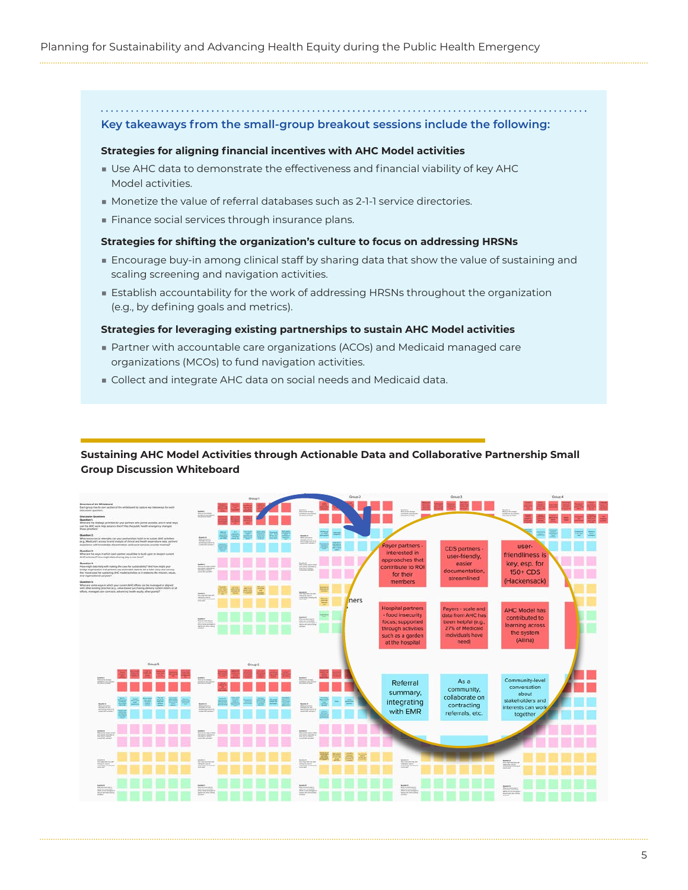### Key takeaways from the small-group breakout sessions include the following:

**Strategies for aligning financial incentives with AHC Model activities**

- Use AHC data to demonstrate the effectiveness and financial viability of key AHC Model activities.
- Monetize the value of referral databases such as 2-1-1 service directories.
- Finance social services through insurance plans.

**Strategies for shifting the organization's culture to focus on addressing HRSNs**

- Encourage buy-in among clinical staff by sharing data that show the value of sustaining and scaling screening and navigation activities.
- Establish accountability for the work of addressing HRSNs throughout the organization (e.g., by defining goals and metrics).

**Strategies for leveraging existing partnerships to sustain AHC Model activities**

- Partner with accountable care organizations (ACOs) and Medicaid managed care organizations (MCOs) to fund navigation activities.
- Collect and integrate AHC data on social needs and Medicaid data.

**Sustaining AHC Model Activities through Actionable Data and Collaborative Partnership Small Group Discussion Whiteboard**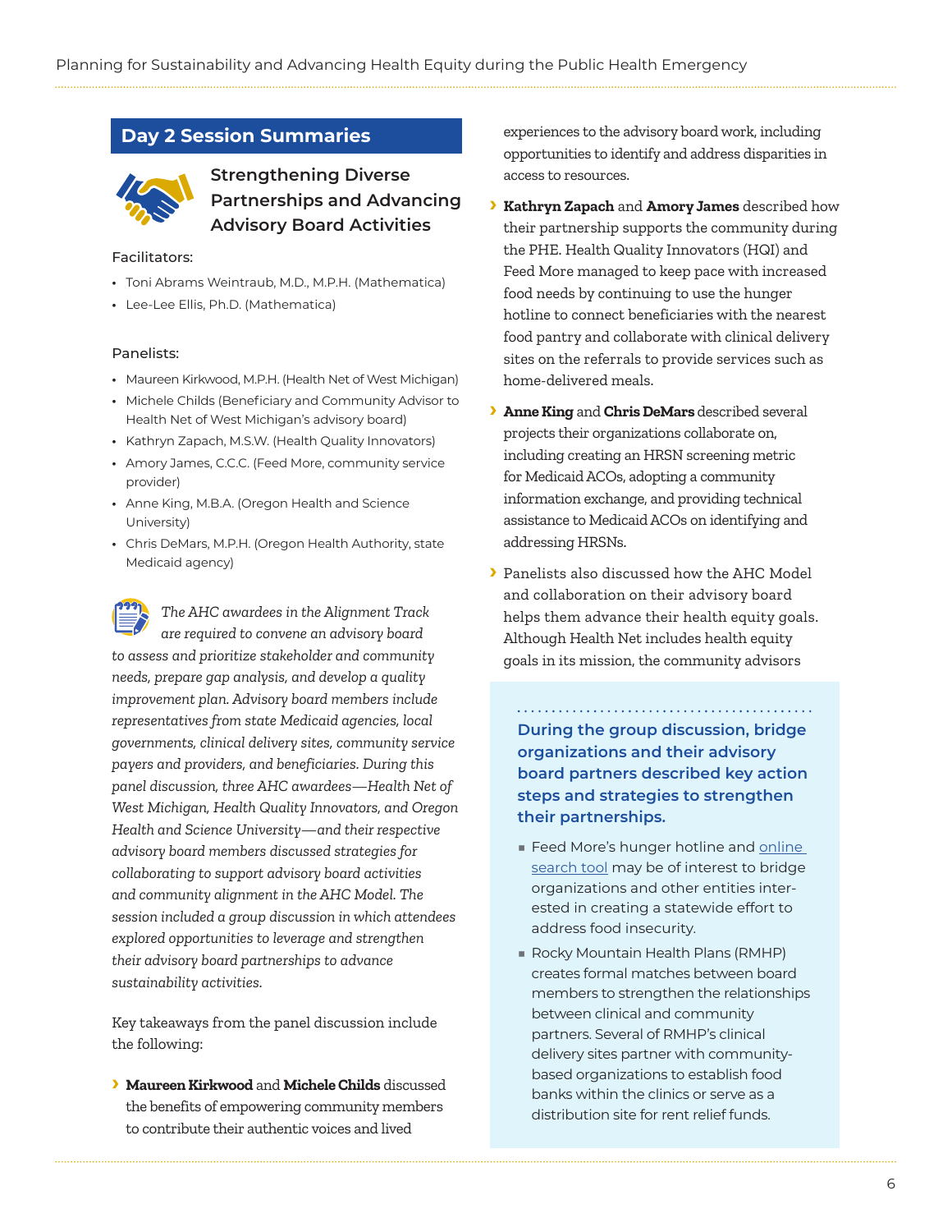## Day 2 Session Summaries

### Strengthening Diverse Partnerships and Advancing Advisory Board Activities

Facilitators:

- Toni Abrams Weintraub, M.D., M.P.H. (Mathematica)
- Lee-Lee Ellis, Ph.D. (Mathematica)

Panelists:

- Maureen Kirkwood, M.P.H. (Health Net of West Michigan)
- Michele Childs (Beneficiary and Community Advisor to Health Net of West Michigan's advisory board)
- Kathryn Zapach, M.S.W. (Health Quality Innovators)
- Amory James, C.C.C. (Feed More, community service provider)
- Anne King, M.B.A. (Oregon Health and Science University)
- Chris DeMars, M.P.H. (Oregon Health Authority, state Medicaid agency)

*The AHC awardees in the Alignment Track are required to convene an advisory board to assess and prioritize stakeholder and community needs, prepare gap analysis, and develop a quality improvement plan. Advisory board members include representatives from state Medicaid agencies, local governments, clinical delivery sites, community service payers and providers, and beneficiaries. During this panel discussion, three AHC awardees—Health Net of West Michigan, Health Quality Innovators, and Oregon Health and Science University—and their respective advisory board members discussed strategies for collaborating to support advisory board activities and community alignment in the AHC Model. The session included a group discussion in which attendees explored opportunities to leverage and strengthen their advisory board partnerships to advance sustainability activities.*

Key takeaways from the panel discussion include the following:

- **Maureen Kirkwood** and **Michele Childs** discussed the benefits of empowering community members to contribute their authentic voices and lived experiences to the advisory board work, including opportunities to identify and address disparities in access to resources.
- **Kathryn Zapach** and **Amory James** described how their partnership supports the community during the PHE. Health Quality Innovators (HQI) and Feed More managed to keep pace with increased food needs by continuing to use the hunger hotline to connect beneficiaries with the nearest food pantry and collaborate with clinical delivery sites on the referrals to provide services such as home-delivered meals.
- **Anne King** and **Chris DeMars** described several projects their organizations collaborate on, including creating an HRSN screening metric for Medicaid ACOs, adopting a community information exchange, and providing technical assistance to Medicaid ACOs on identifying and addressing HRSNs.
- Panelists also discussed how the AHC Model and collaboration on their advisory board helps them advance their health equity goals. Although Health Net includes health equity goals in its mission, the community advisors

**During the group discussion, bridge organizations and their advisory board partners described key action steps and strategies to strengthen their partnerships.**

- Feed More's hunger hotline and online search tool may be of interest to bridge organizations and other entities interested in creating a statewide effort to address food insecurity.
- Rocky Mountain Health Plans (RMHP) creates formal matches between board members to strengthen the relationships between clinical and community partners. Several of RMHP's clinical delivery sites partner with community-based organizations to establish food banks within the clinics or serve as a distribution site for rent relief funds.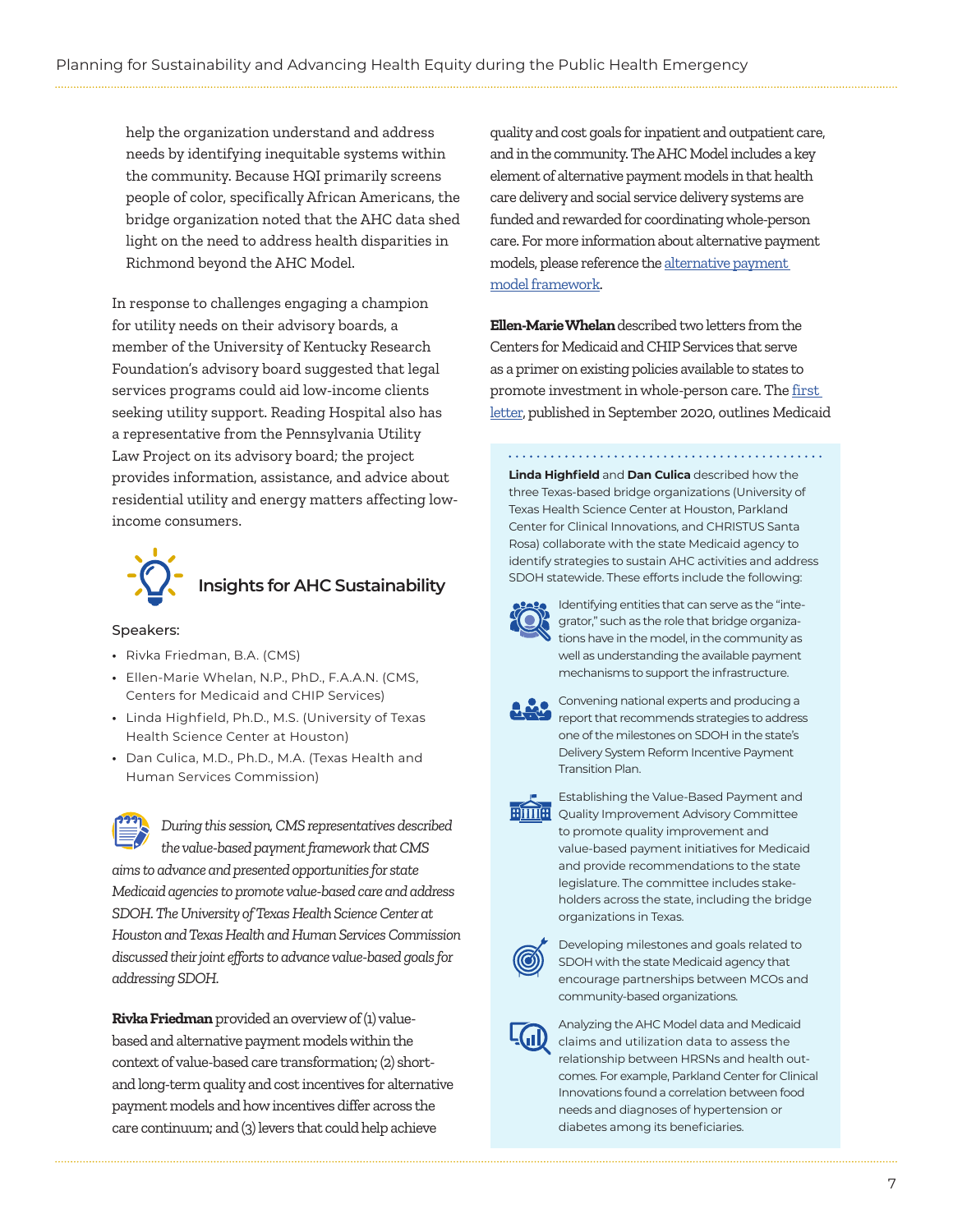help the organization understand and address needs by identifying inequitable systems within the community. Because HQI primarily screens people of color, specifically African Americans, the bridge organization noted that the AHC data shed light on the need to address health disparities in Richmond beyond the AHC Model.

In response to challenges engaging a champion for utility needs on their advisory boards, a member of the University of Kentucky Research Foundation's advisory board suggested that legal services programs could aid low-income clients seeking utility support. Reading Hospital also has a representative from the Pennsylvania Utility Law Project on its advisory board; the project provides information, assistance, and advice about residential utility and energy matters affecting low-income consumers.

## Insights for AHC Sustainability

Speakers:

- Rivka Friedman, B.A. (CMS)
- Ellen-Marie Whelan, N.P., PhD., F.A.A.N. (CMS, Centers for Medicaid and CHIP Services)
- Linda Highfield, Ph.D., M.S. (University of Texas Health Science Center at Houston)
- Dan Culica, M.D., Ph.D., M.A. (Texas Health and Human Services Commission)

*During this session, CMS representatives described the value-based payment framework that CMS aims to advance and presented opportunities for state Medicaid agencies to promote value-based care and address SDOH. The University of Texas Health Science Center at Houston and Texas Health and Human Services Commission discussed their joint efforts to advance value-based goals for addressing SDOH.*

**Rivka Friedman** provided an overview of (1) value-based and alternative payment models within the context of value-based care transformation; (2) short- and long-term quality and cost incentives for alternative payment models and how incentives differ across the care continuum; and (3) levers that could help achieve quality and cost goals for inpatient and outpatient care, and in the community. The AHC Model includes a key element of alternative payment models in that health care delivery and social service delivery systems are funded and rewarded for coordinating whole-person care. For more information about alternative payment models, please reference the [alternative payment model framework](#).

**Ellen-Marie Whelan** described two letters from the Centers for Medicaid and CHIP Services that serve as a primer on existing policies available to states to promote investment in whole-person care. The [first letter](#), published in September 2020, outlines Medicaid

**Linda Highfield** and **Dan Culica** described how the three Texas-based bridge organizations (University of Texas Health Science Center at Houston, Parkland Center for Clinical Innovations, and CHRISTUS Santa Rosa) collaborate with the state Medicaid agency to identify strategies to sustain AHC activities and address SDOH statewide. These efforts include the following:

- Identifying entities that can serve as the "integrator," such as the role that bridge organizations have in the model, in the community as well as understanding the available payment mechanisms to support the infrastructure.
- Convening national experts and producing a report that recommends strategies to address one of the milestones on SDOH in the state's Delivery System Reform Incentive Payment Transition Plan.
- Establishing the Value-Based Payment and Quality Improvement Advisory Committee to promote quality improvement and value-based payment initiatives for Medicaid and provide recommendations to the state legislature. The committee includes stakeholders across the state, including the bridge organizations in Texas.
- Developing milestones and goals related to SDOH with the state Medicaid agency that encourage partnerships between MCOs and community-based organizations.
- Analyzing the AHC Model data and Medicaid claims and utilization data to assess the relationship between HRSNs and health outcomes. For example, Parkland Center for Clinical Innovations found a correlation between food needs and diagnoses of hypertension or diabetes among its beneficiaries.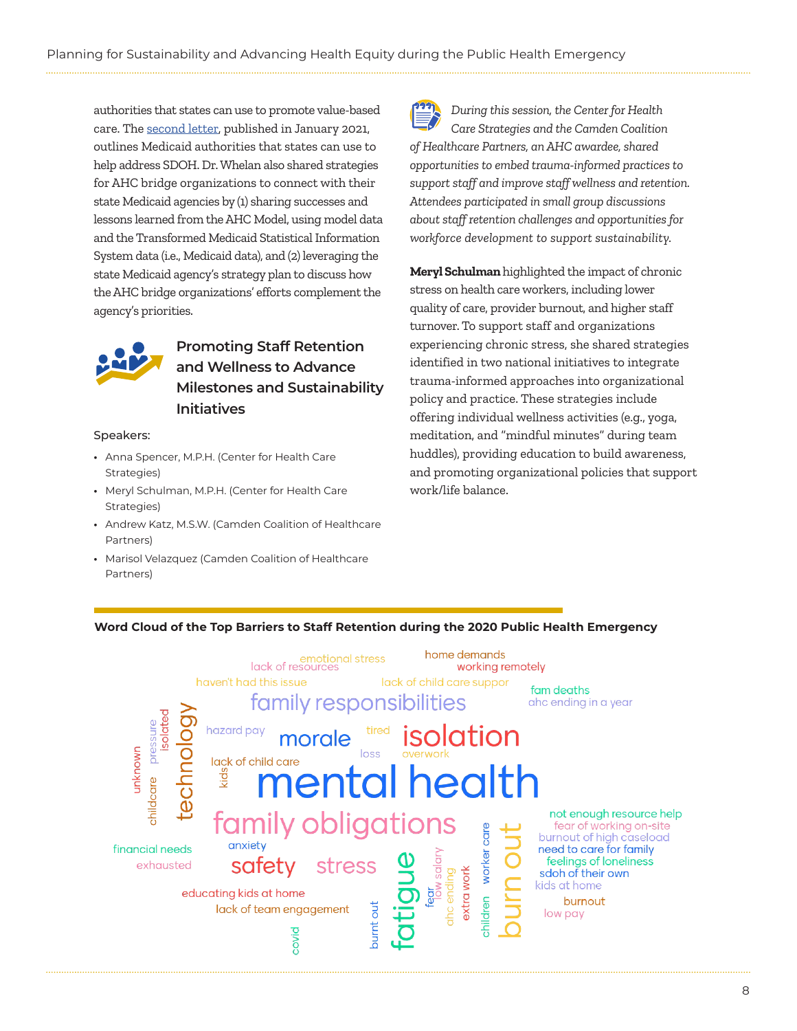authorities that states can use to promote value-based care. The second letter, published in January 2021, outlines Medicaid authorities that states can use to help address SDOH. Dr. Whelan also shared strategies for AHC bridge organizations to connect with their state Medicaid agencies by (1) sharing successes and lessons learned from the AHC Model, using model data and the Transformed Medicaid Statistical Information System data (i.e., Medicaid data), and (2) leveraging the state Medicaid agency's strategy plan to discuss how the AHC bridge organizations' efforts complement the agency's priorities.

### Promoting Staff Retention and Wellness to Advance Milestones and Sustainability Initiatives

Speakers:

- Anna Spencer, M.P.H. (Center for Health Care Strategies)
- Meryl Schulman, M.P.H. (Center for Health Care Strategies)
- Andrew Katz, M.S.W. (Camden Coalition of Healthcare Partners)
- Marisol Velazquez (Camden Coalition of Healthcare Partners)

*During this session, the Center for Health Care Strategies and the Camden Coalition of Healthcare Partners, an AHC awardee, shared opportunities to embed trauma-informed practices to support staff and improve staff wellness and retention. Attendees participated in small group discussions about staff retention challenges and opportunities for workforce development to support sustainability.*

**Meryl Schulman** highlighted the impact of chronic stress on health care workers, including lower quality of care, provider burnout, and higher staff turnover. To support staff and organizations experiencing chronic stress, she shared strategies identified in two national initiatives to integrate trauma-informed approaches into organizational policy and practice. These strategies include offering individual wellness activities (e.g., yoga, meditation, and "mindful minutes" during team huddles), providing education to build awareness, and promoting organizational policies that support work/life balance.

**Word Cloud of the Top Barriers to Staff Retention during the 2020 Public Health Emergency**

emotional stress, lack of resources, home demands, working remotely, haven't had this issue, lack of child care suppor, fam deaths, ahc ending in a year, family responsibilities, hazard pay, morale, tired, isolation, loss, overwork, lack of child care, kids, unknown, pressure, isolated, childcare, technology, mental health, family obligations, not enough resource help, fear of working on-site, burnout of high caseload, need to care for family, feelings of loneliness, sdoh of their own, kids at home, burnout, low pay, financial needs, exhausted, anxiety, safety, stress, fatigue, fear, low salary, ahc ending, extra work, worker care, children, burn out, burnt out, educating kids at home, lack of team engagement, covid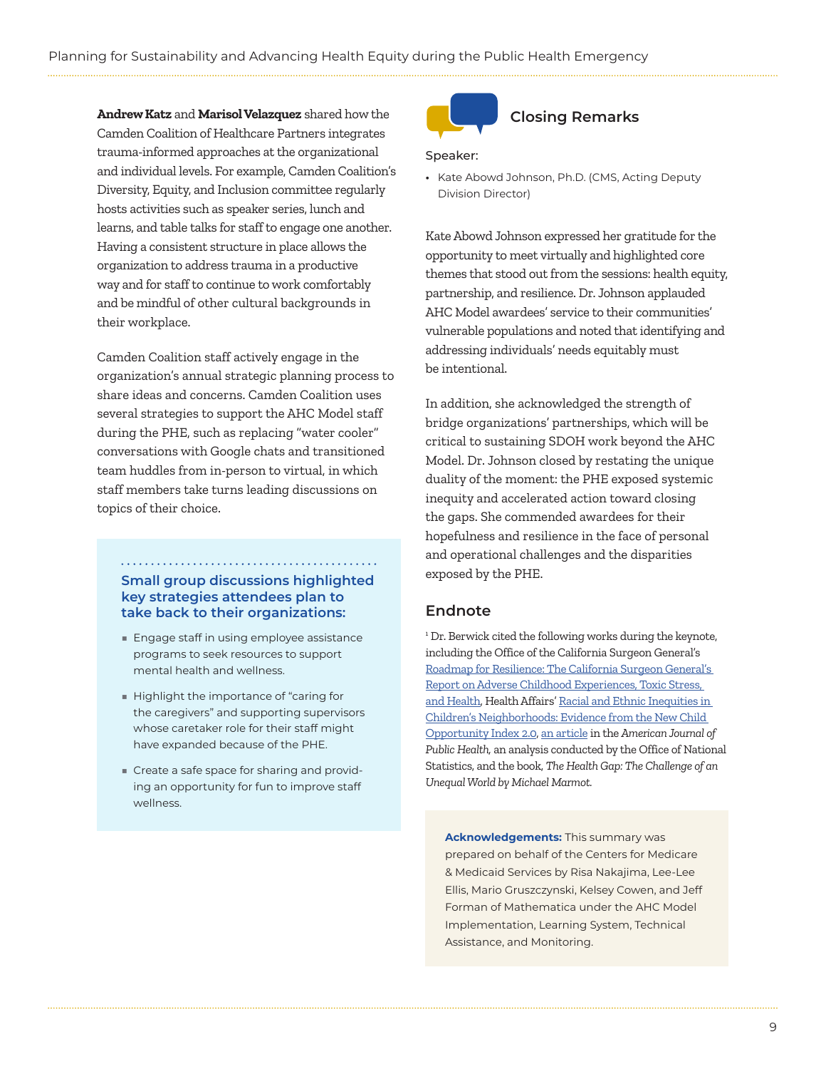**Andrew Katz** and **Marisol Velazquez** shared how the Camden Coalition of Healthcare Partners integrates trauma-informed approaches at the organizational and individual levels. For example, Camden Coalition's Diversity, Equity, and Inclusion committee regularly hosts activities such as speaker series, lunch and learns, and table talks for staff to engage one another. Having a consistent structure in place allows the organization to address trauma in a productive way and for staff to continue to work comfortably and be mindful of other cultural backgrounds in their workplace.

Camden Coalition staff actively engage in the organization's annual strategic planning process to share ideas and concerns. Camden Coalition uses several strategies to support the AHC Model staff during the PHE, such as replacing "water cooler" conversations with Google chats and transitioned team huddles from in-person to virtual, in which staff members take turns leading discussions on topics of their choice.

**Small group discussions highlighted key strategies attendees plan to take back to their organizations:**

- Engage staff in using employee assistance programs to seek resources to support mental health and wellness.
- Highlight the importance of "caring for the caregivers" and supporting supervisors whose caretaker role for their staff might have expanded because of the PHE.
- Create a safe space for sharing and providing an opportunity for fun to improve staff wellness.

## Closing Remarks

Speaker:

- Kate Abowd Johnson, Ph.D. (CMS, Acting Deputy Division Director)

Kate Abowd Johnson expressed her gratitude for the opportunity to meet virtually and highlighted core themes that stood out from the sessions: health equity, partnership, and resilience. Dr. Johnson applauded AHC Model awardees' service to their communities' vulnerable populations and noted that identifying and addressing individuals' needs equitably must be intentional.

In addition, she acknowledged the strength of bridge organizations' partnerships, which will be critical to sustaining SDOH work beyond the AHC Model. Dr. Johnson closed by restating the unique duality of the moment: the PHE exposed systemic inequity and accelerated action toward closing the gaps. She commended awardees for their hopefulness and resilience in the face of personal and operational challenges and the disparities exposed by the PHE.

## Endnote

[1] Dr. Berwick cited the following works during the keynote, including the Office of the California Surgeon General's Roadmap for Resilience: The California Surgeon General's Report on Adverse Childhood Experiences, Toxic Stress, and Health, Health Affairs' Racial and Ethnic Inequities in Children's Neighborhoods: Evidence from the New Child Opportunity Index 2.0, an article in the *American Journal of Public Health,* an analysis conducted by the Office of National Statistics, and the book, *The Health Gap: The Challenge of an Unequal World by Michael Marmot.*

**Acknowledgements:** This summary was prepared on behalf of the Centers for Medicare & Medicaid Services by Risa Nakajima, Lee-Lee Ellis, Mario Gruszczynski, Kelsey Cowen, and Jeff Forman of Mathematica under the AHC Model Implementation, Learning System, Technical Assistance, and Monitoring.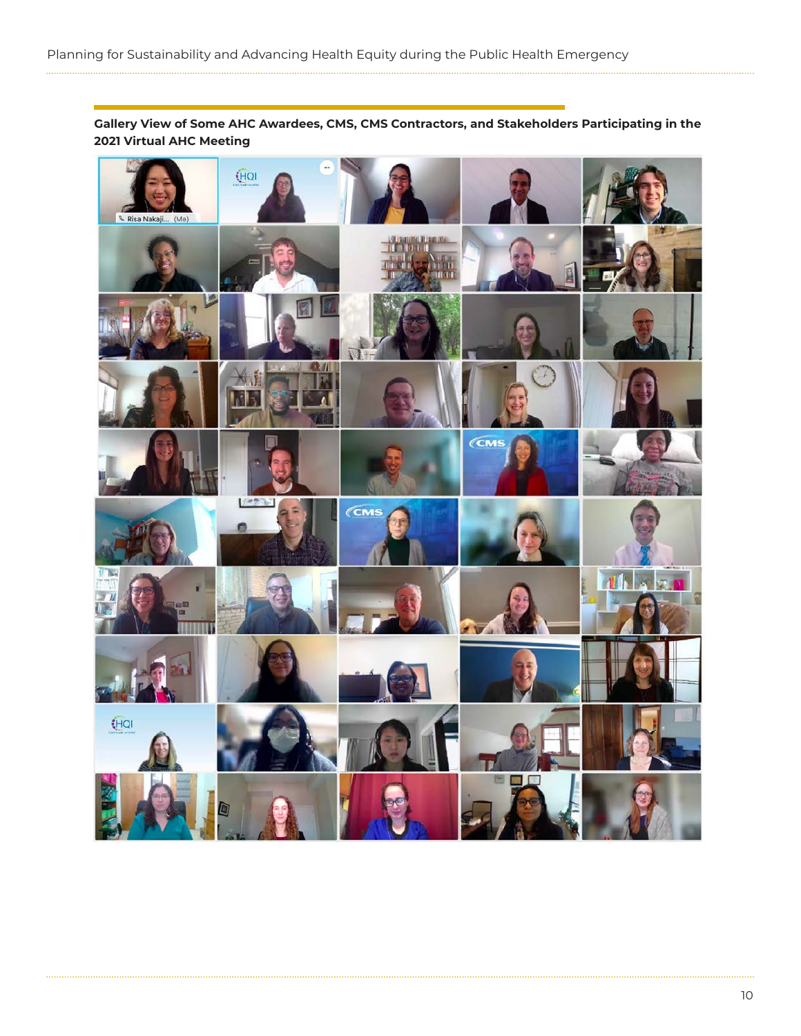**Gallery View of Some AHC Awardees, CMS, CMS Contractors, and Stakeholders Participating in the 2021 Virtual AHC Meeting**